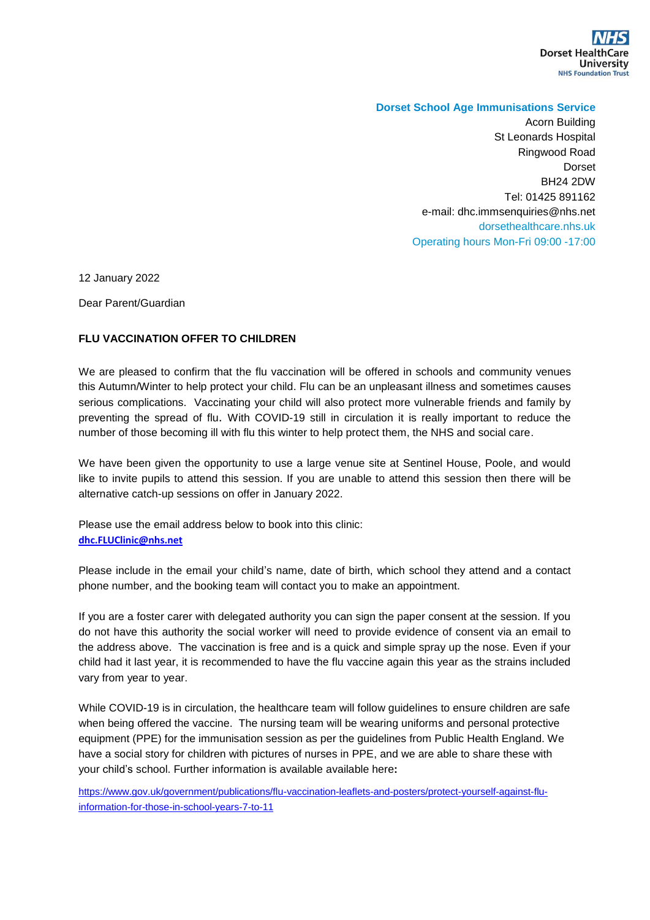NHS
Dorset HealthCare University
NHS Foundation Trust

**Dorset School Age Immunisations Service**
Acorn Building
St Leonards Hospital
Ringwood Road
Dorset
BH24 2DW
Tel: 01425 891162
e-mail: dhc.immsenquiries@nhs.net
dorsethealthcare.nhs.uk
Operating hours Mon-Fri 09:00 -17:00

12 January 2022

Dear Parent/Guardian

**FLU VACCINATION OFFER TO CHILDREN**

We are pleased to confirm that the flu vaccination will be offered in schools and community venues this Autumn/Winter to help protect your child. Flu can be an unpleasant illness and sometimes causes serious complications. Vaccinating your child will also protect more vulnerable friends and family by preventing the spread of flu. With COVID-19 still in circulation it is really important to reduce the number of those becoming ill with flu this winter to help protect them, the NHS and social care.

We have been given the opportunity to use a large venue site at Sentinel House, Poole, and would like to invite pupils to attend this session. If you are unable to attend this session then there will be alternative catch-up sessions on offer in January 2022.

Please use the email address below to book into this clinic:
**dhc.FLUClinic@nhs.net**

Please include in the email your child's name, date of birth, which school they attend and a contact phone number, and the booking team will contact you to make an appointment.

If you are a foster carer with delegated authority you can sign the paper consent at the session. If you do not have this authority the social worker will need to provide evidence of consent via an email to the address above. The vaccination is free and is a quick and simple spray up the nose. Even if your child had it last year, it is recommended to have the flu vaccine again this year as the strains included vary from year to year.

While COVID-19 is in circulation, the healthcare team will follow guidelines to ensure children are safe when being offered the vaccine. The nursing team will be wearing uniforms and personal protective equipment (PPE) for the immunisation session as per the guidelines from Public Health England. We have a social story for children with pictures of nurses in PPE, and we are able to share these with your child's school. Further information is available available here:

https://www.gov.uk/government/publications/flu-vaccination-leaflets-and-posters/protect-yourself-against-flu-information-for-those-in-school-years-7-to-11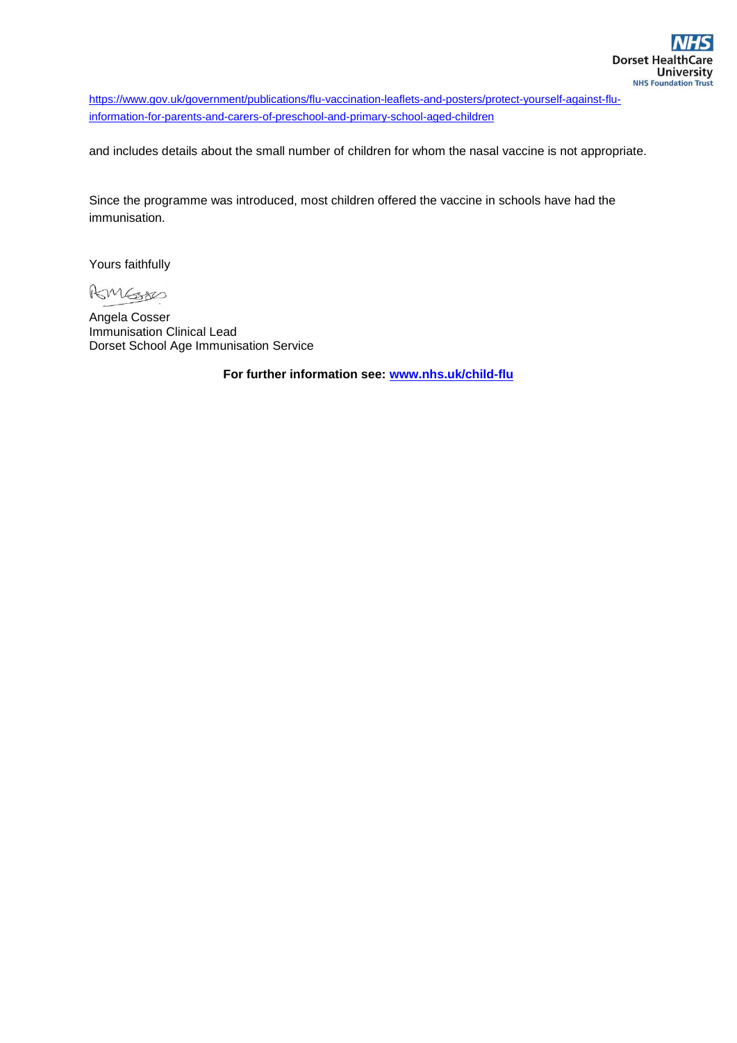https://www.gov.uk/government/publications/flu-vaccination-leaflets-and-posters/protect-yourself-against-flu-information-for-parents-and-carers-of-preschool-and-primary-school-aged-children

and includes details about the small number of children for whom the nasal vaccine is not appropriate.

Since the programme was introduced, most children offered the vaccine in schools have had the immunisation.

Yours faithfully

Angela Cosser
Immunisation Clinical Lead
Dorset School Age Immunisation Service

**For further information see: www.nhs.uk/child-flu**